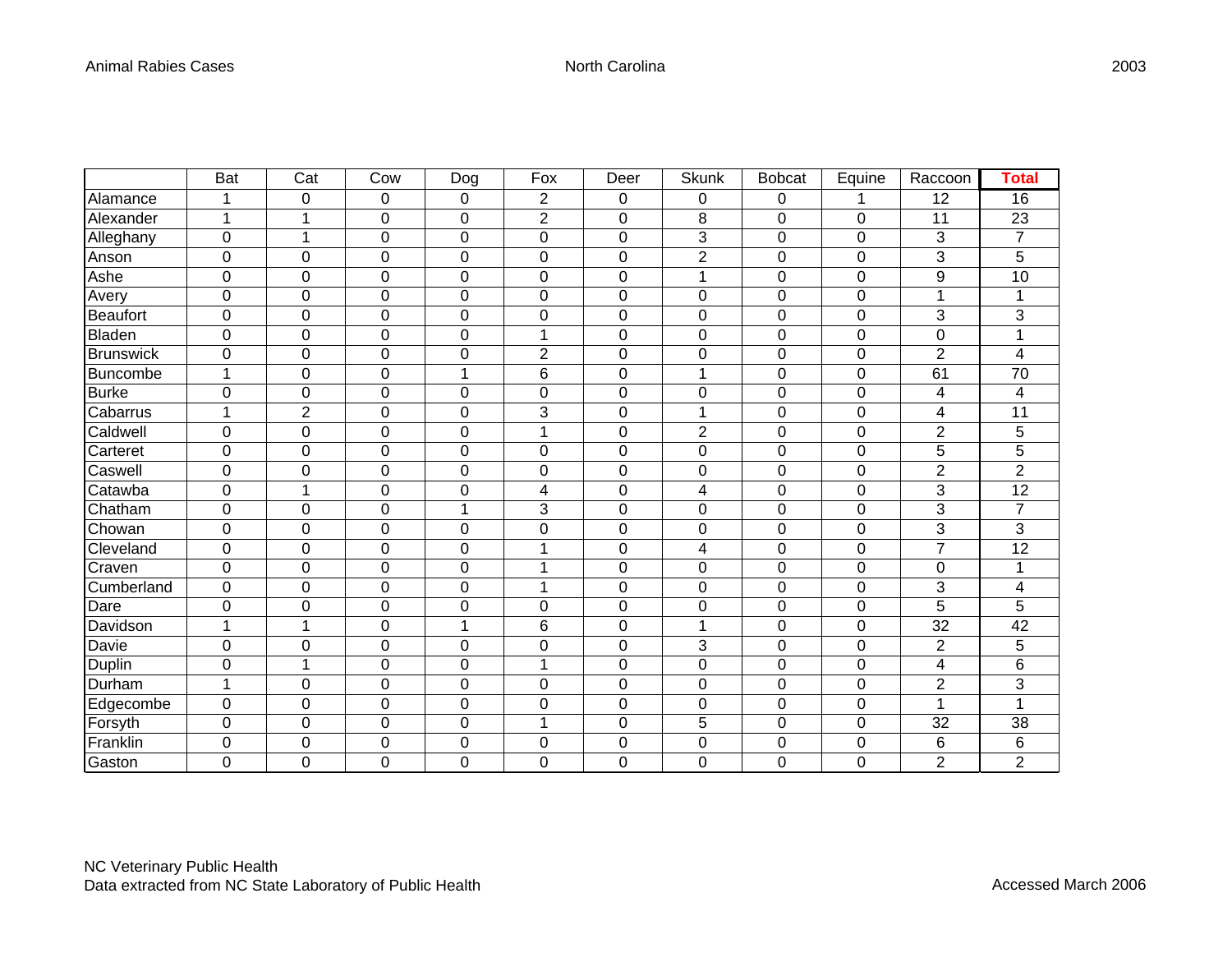# Animal Rabies Cases North Carolina 2003

| | Bat | Cat | Cow | Dog | Fox | Deer | Skunk | Bobcat | Equine | Raccoon | Total |
|---|---|---|---|---|---|---|---|---|---|---|---|
| Alamance | 1 | 0 | 0 | 0 | 2 | 0 | 0 | 0 | 1 | 12 | 16 |
| Alexander | 1 | 1 | 0 | 0 | 2 | 0 | 8 | 0 | 0 | 11 | 23 |
| Alleghany | 0 | 1 | 0 | 0 | 0 | 0 | 3 | 0 | 0 | 3 | 7 |
| Anson | 0 | 0 | 0 | 0 | 0 | 0 | 2 | 0 | 0 | 3 | 5 |
| Ashe | 0 | 0 | 0 | 0 | 0 | 0 | 1 | 0 | 0 | 9 | 10 |
| Avery | 0 | 0 | 0 | 0 | 0 | 0 | 0 | 0 | 0 | 1 | 1 |
| Beaufort | 0 | 0 | 0 | 0 | 0 | 0 | 0 | 0 | 0 | 3 | 3 |
| Bladen | 0 | 0 | 0 | 0 | 1 | 0 | 0 | 0 | 0 | 0 | 1 |
| Brunswick | 0 | 0 | 0 | 0 | 2 | 0 | 0 | 0 | 0 | 2 | 4 |
| Buncombe | 1 | 0 | 0 | 1 | 6 | 0 | 1 | 0 | 0 | 61 | 70 |
| Burke | 0 | 0 | 0 | 0 | 0 | 0 | 0 | 0 | 0 | 4 | 4 |
| Cabarrus | 1 | 2 | 0 | 0 | 3 | 0 | 1 | 0 | 0 | 4 | 11 |
| Caldwell | 0 | 0 | 0 | 0 | 1 | 0 | 2 | 0 | 0 | 2 | 5 |
| Carteret | 0 | 0 | 0 | 0 | 0 | 0 | 0 | 0 | 0 | 5 | 5 |
| Caswell | 0 | 0 | 0 | 0 | 0 | 0 | 0 | 0 | 0 | 2 | 2 |
| Catawba | 0 | 1 | 0 | 0 | 4 | 0 | 4 | 0 | 0 | 3 | 12 |
| Chatham | 0 | 0 | 0 | 1 | 3 | 0 | 0 | 0 | 0 | 3 | 7 |
| Chowan | 0 | 0 | 0 | 0 | 0 | 0 | 0 | 0 | 0 | 3 | 3 |
| Cleveland | 0 | 0 | 0 | 0 | 1 | 0 | 4 | 0 | 0 | 7 | 12 |
| Craven | 0 | 0 | 0 | 0 | 1 | 0 | 0 | 0 | 0 | 0 | 1 |
| Cumberland | 0 | 0 | 0 | 0 | 1 | 0 | 0 | 0 | 0 | 3 | 4 |
| Dare | 0 | 0 | 0 | 0 | 0 | 0 | 0 | 0 | 0 | 5 | 5 |
| Davidson | 1 | 1 | 0 | 1 | 6 | 0 | 1 | 0 | 0 | 32 | 42 |
| Davie | 0 | 0 | 0 | 0 | 0 | 0 | 3 | 0 | 0 | 2 | 5 |
| Duplin | 0 | 1 | 0 | 0 | 1 | 0 | 0 | 0 | 0 | 4 | 6 |
| Durham | 1 | 0 | 0 | 0 | 0 | 0 | 0 | 0 | 0 | 2 | 3 |
| Edgecombe | 0 | 0 | 0 | 0 | 0 | 0 | 0 | 0 | 0 | 1 | 1 |
| Forsyth | 0 | 0 | 0 | 0 | 1 | 0 | 5 | 0 | 0 | 32 | 38 |
| Franklin | 0 | 0 | 0 | 0 | 0 | 0 | 0 | 0 | 0 | 6 | 6 |
| Gaston | 0 | 0 | 0 | 0 | 0 | 0 | 0 | 0 | 0 | 2 | 2 |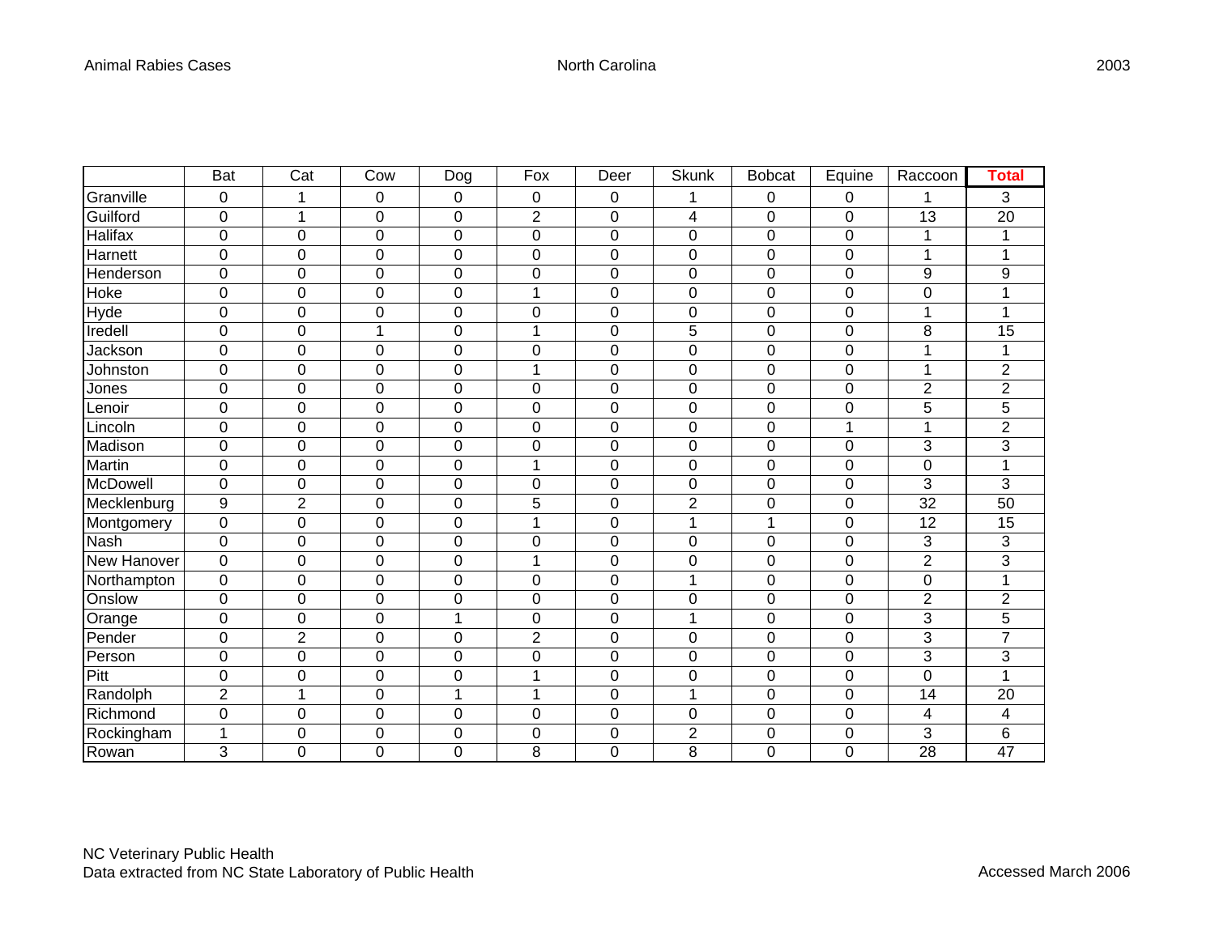| | Bat | Cat | Cow | Dog | Fox | Deer | Skunk | Bobcat | Equine | Raccoon | **Total** |
|---|---|---|---|---|---|---|---|---|---|---|---|
| Granville | 0 | 1 | 0 | 0 | 0 | 0 | 1 | 0 | 0 | 1 | 3 |
| Guilford | 0 | 1 | 0 | 0 | 2 | 0 | 4 | 0 | 0 | 13 | 20 |
| Halifax | 0 | 0 | 0 | 0 | 0 | 0 | 0 | 0 | 0 | 1 | 1 |
| Harnett | 0 | 0 | 0 | 0 | 0 | 0 | 0 | 0 | 0 | 1 | 1 |
| Henderson | 0 | 0 | 0 | 0 | 0 | 0 | 0 | 0 | 0 | 9 | 9 |
| Hoke | 0 | 0 | 0 | 0 | 1 | 0 | 0 | 0 | 0 | 0 | 1 |
| Hyde | 0 | 0 | 0 | 0 | 0 | 0 | 0 | 0 | 0 | 1 | 1 |
| Iredell | 0 | 0 | 1 | 0 | 1 | 0 | 5 | 0 | 0 | 8 | 15 |
| Jackson | 0 | 0 | 0 | 0 | 0 | 0 | 0 | 0 | 0 | 1 | 1 |
| Johnston | 0 | 0 | 0 | 0 | 1 | 0 | 0 | 0 | 0 | 1 | 2 |
| Jones | 0 | 0 | 0 | 0 | 0 | 0 | 0 | 0 | 0 | 2 | 2 |
| Lenoir | 0 | 0 | 0 | 0 | 0 | 0 | 0 | 0 | 0 | 5 | 5 |
| Lincoln | 0 | 0 | 0 | 0 | 0 | 0 | 0 | 0 | 1 | 1 | 2 |
| Madison | 0 | 0 | 0 | 0 | 0 | 0 | 0 | 0 | 0 | 3 | 3 |
| Martin | 0 | 0 | 0 | 0 | 1 | 0 | 0 | 0 | 0 | 0 | 1 |
| McDowell | 0 | 0 | 0 | 0 | 0 | 0 | 0 | 0 | 0 | 3 | 3 |
| Mecklenburg | 9 | 2 | 0 | 0 | 5 | 0 | 2 | 0 | 0 | 32 | 50 |
| Montgomery | 0 | 0 | 0 | 0 | 1 | 0 | 1 | 1 | 0 | 12 | 15 |
| Nash | 0 | 0 | 0 | 0 | 0 | 0 | 0 | 0 | 0 | 3 | 3 |
| New Hanover | 0 | 0 | 0 | 0 | 1 | 0 | 0 | 0 | 0 | 2 | 3 |
| Northampton | 0 | 0 | 0 | 0 | 0 | 0 | 1 | 0 | 0 | 0 | 1 |
| Onslow | 0 | 0 | 0 | 0 | 0 | 0 | 0 | 0 | 0 | 2 | 2 |
| Orange | 0 | 0 | 0 | 1 | 0 | 0 | 1 | 0 | 0 | 3 | 5 |
| Pender | 0 | 2 | 0 | 0 | 2 | 0 | 0 | 0 | 0 | 3 | 7 |
| Person | 0 | 0 | 0 | 0 | 0 | 0 | 0 | 0 | 0 | 3 | 3 |
| Pitt | 0 | 0 | 0 | 0 | 1 | 0 | 0 | 0 | 0 | 0 | 1 |
| Randolph | 2 | 1 | 0 | 1 | 1 | 0 | 1 | 0 | 0 | 14 | 20 |
| Richmond | 0 | 0 | 0 | 0 | 0 | 0 | 0 | 0 | 0 | 4 | 4 |
| Rockingham | 1 | 0 | 0 | 0 | 0 | 0 | 2 | 0 | 0 | 3 | 6 |
| Rowan | 3 | 0 | 0 | 0 | 8 | 0 | 8 | 0 | 0 | 28 | 47 |

NC Veterinary Public Health
Data extracted from NC State Laboratory of Public Health

Accessed March 2006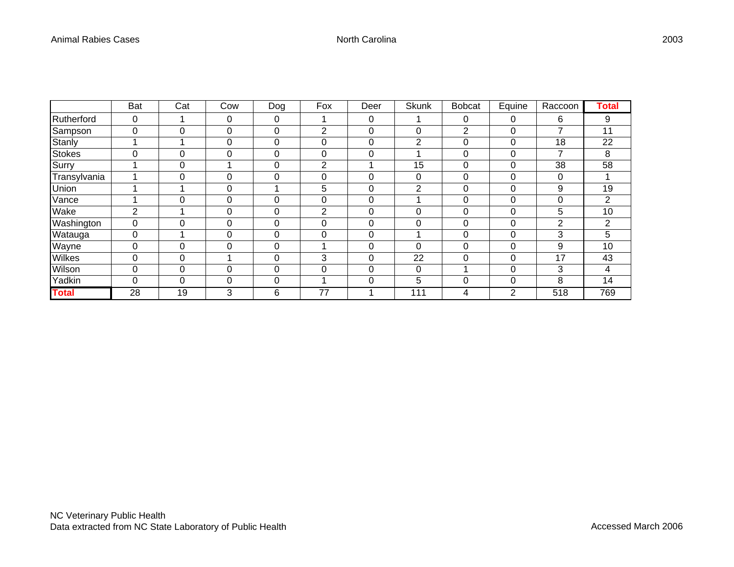| | Bat | Cat | Cow | Dog | Fox | Deer | Skunk | Bobcat | Equine | Raccoon | **Total** |
|---|---|---|---|---|---|---|---|---|---|---|---|
| Rutherford | 0 | 1 | 0 | 0 | 1 | 0 | 1 | 0 | 0 | 6 | 9 |
| Sampson | 0 | 0 | 0 | 0 | 2 | 0 | 0 | 2 | 0 | 7 | 11 |
| Stanly | 1 | 1 | 0 | 0 | 0 | 0 | 2 | 0 | 0 | 18 | 22 |
| Stokes | 0 | 0 | 0 | 0 | 0 | 0 | 1 | 0 | 0 | 7 | 8 |
| Surry | 1 | 0 | 1 | 0 | 2 | 1 | 15 | 0 | 0 | 38 | 58 |
| Transylvania | 1 | 0 | 0 | 0 | 0 | 0 | 0 | 0 | 0 | 0 | 1 |
| Union | 1 | 1 | 0 | 1 | 5 | 0 | 2 | 0 | 0 | 9 | 19 |
| Vance | 1 | 0 | 0 | 0 | 0 | 0 | 1 | 0 | 0 | 0 | 2 |
| Wake | 2 | 1 | 0 | 0 | 2 | 0 | 0 | 0 | 0 | 5 | 10 |
| Washington | 0 | 0 | 0 | 0 | 0 | 0 | 0 | 0 | 0 | 2 | 2 |
| Watauga | 0 | 1 | 0 | 0 | 0 | 0 | 1 | 0 | 0 | 3 | 5 |
| Wayne | 0 | 0 | 0 | 0 | 1 | 0 | 0 | 0 | 0 | 9 | 10 |
| Wilkes | 0 | 0 | 1 | 0 | 3 | 0 | 22 | 0 | 0 | 17 | 43 |
| Wilson | 0 | 0 | 0 | 0 | 0 | 0 | 0 | 1 | 0 | 3 | 4 |
| Yadkin | 0 | 0 | 0 | 0 | 1 | 0 | 5 | 0 | 0 | 8 | 14 |
| **Total** | 28 | 19 | 3 | 6 | 77 | 1 | 111 | 4 | 2 | 518 | 769 |

NC Veterinary Public Health
Data extracted from NC State Laboratory of Public Health

Accessed March 2006